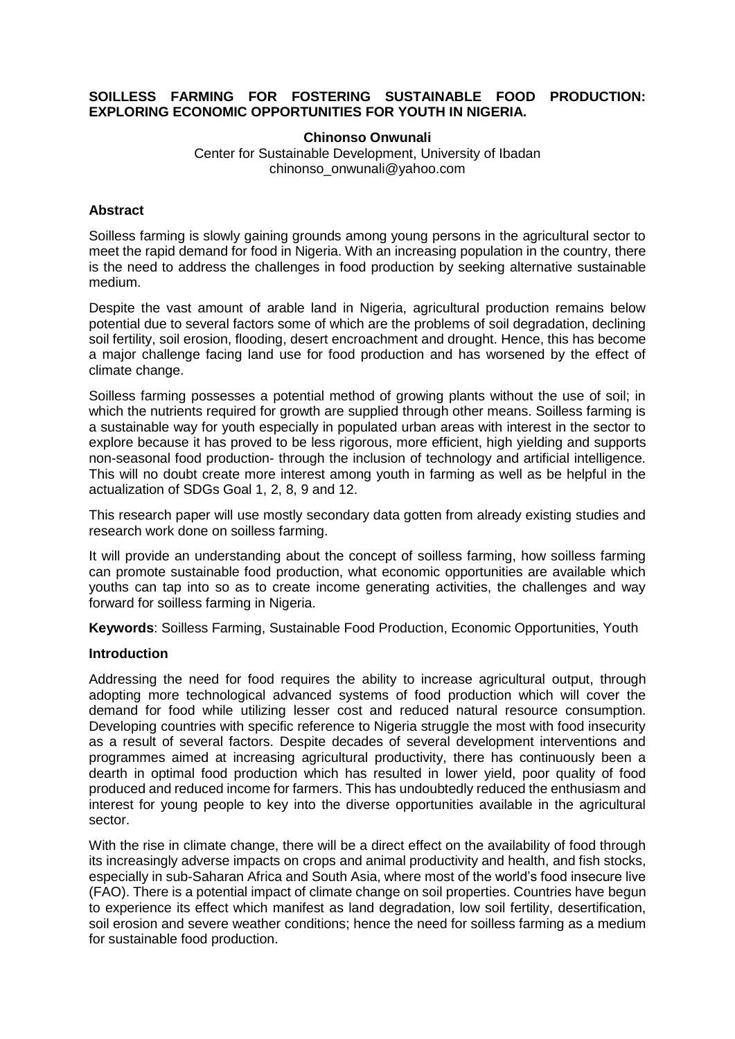# SOILLESS FARMING FOR FOSTERING SUSTAINABLE FOOD PRODUCTION: EXPLORING ECONOMIC OPPORTUNITIES FOR YOUTH IN NIGERIA.

**Chinonso Onwunali**

Center for Sustainable Development, University of Ibadan

chinonso_onwunali@yahoo.com

## Abstract

Soilless farming is slowly gaining grounds among young persons in the agricultural sector to meet the rapid demand for food in Nigeria. With an increasing population in the country, there is the need to address the challenges in food production by seeking alternative sustainable medium.

Despite the vast amount of arable land in Nigeria, agricultural production remains below potential due to several factors some of which are the problems of soil degradation, declining soil fertility, soil erosion, flooding, desert encroachment and drought. Hence, this has become a major challenge facing land use for food production and has worsened by the effect of climate change.

Soilless farming possesses a potential method of growing plants without the use of soil; in which the nutrients required for growth are supplied through other means. Soilless farming is a sustainable way for youth especially in populated urban areas with interest in the sector to explore because it has proved to be less rigorous, more efficient, high yielding and supports non-seasonal food production- through the inclusion of technology and artificial intelligence. This will no doubt create more interest among youth in farming as well as be helpful in the actualization of SDGs Goal 1, 2, 8, 9 and 12.

This research paper will use mostly secondary data gotten from already existing studies and research work done on soilless farming.

It will provide an understanding about the concept of soilless farming, how soilless farming can promote sustainable food production, what economic opportunities are available which youths can tap into so as to create income generating activities, the challenges and way forward for soilless farming in Nigeria.

**Keywords**: Soilless Farming, Sustainable Food Production, Economic Opportunities, Youth

## Introduction

Addressing the need for food requires the ability to increase agricultural output, through adopting more technological advanced systems of food production which will cover the demand for food while utilizing lesser cost and reduced natural resource consumption. Developing countries with specific reference to Nigeria struggle the most with food insecurity as a result of several factors. Despite decades of several development interventions and programmes aimed at increasing agricultural productivity, there has continuously been a dearth in optimal food production which has resulted in lower yield, poor quality of food produced and reduced income for farmers. This has undoubtedly reduced the enthusiasm and interest for young people to key into the diverse opportunities available in the agricultural sector.

With the rise in climate change, there will be a direct effect on the availability of food through its increasingly adverse impacts on crops and animal productivity and health, and fish stocks, especially in sub-Saharan Africa and South Asia, where most of the world's food insecure live (FAO). There is a potential impact of climate change on soil properties. Countries have begun to experience its effect which manifest as land degradation, low soil fertility, desertification, soil erosion and severe weather conditions; hence the need for soilless farming as a medium for sustainable food production.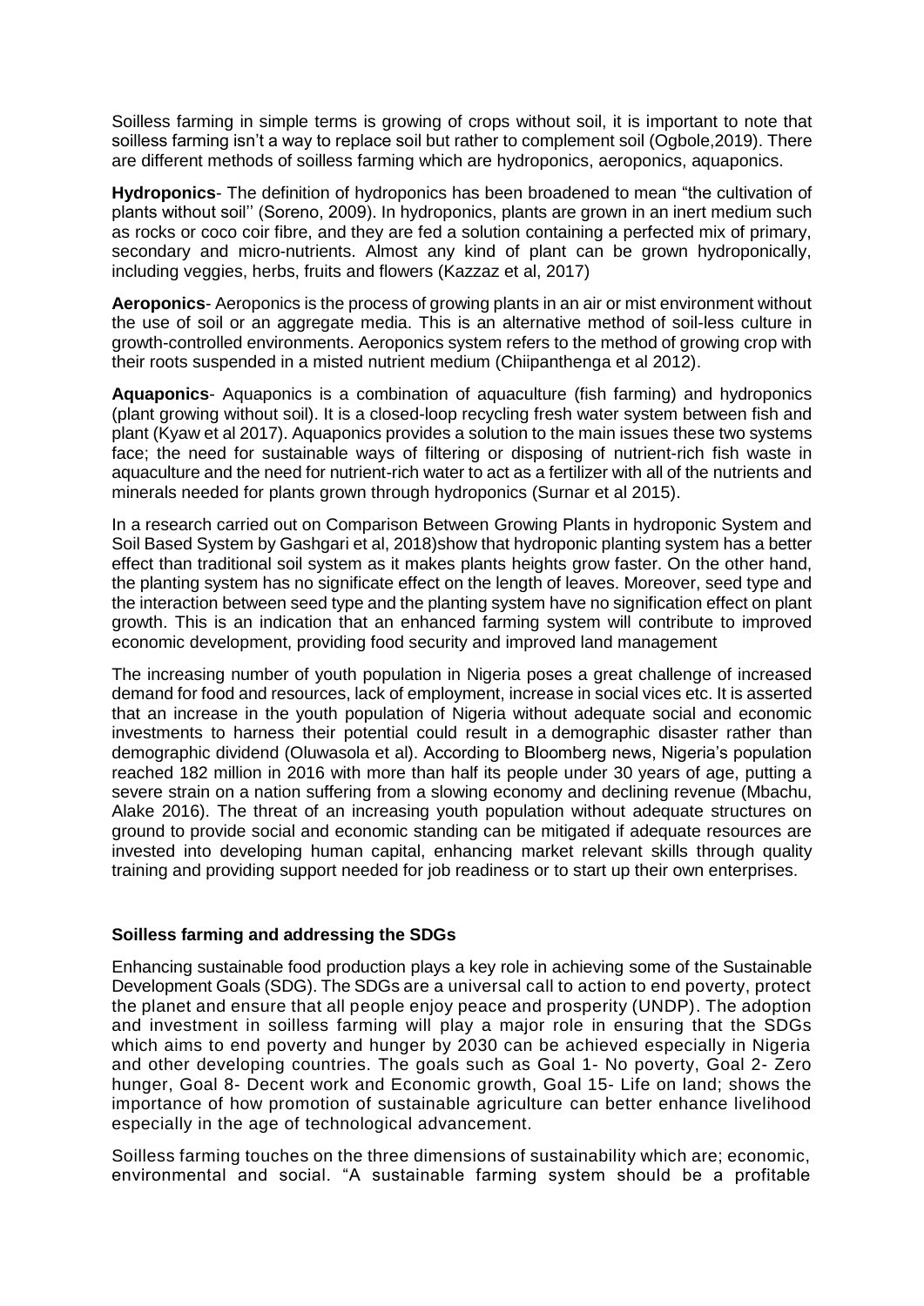Soilless farming in simple terms is growing of crops without soil, it is important to note that soilless farming isn't a way to replace soil but rather to complement soil (Ogbole,2019). There are different methods of soilless farming which are hydroponics, aeroponics, aquaponics.

**Hydroponics**- The definition of hydroponics has been broadened to mean "the cultivation of plants without soil'' (Soreno, 2009). In hydroponics, plants are grown in an inert medium such as rocks or coco coir fibre, and they are fed a solution containing a perfected mix of primary, secondary and micro-nutrients. Almost any kind of plant can be grown hydroponically, including veggies, herbs, fruits and flowers (Kazzaz et al, 2017)

**Aeroponics**- Aeroponics is the process of growing plants in an air or mist environment without the use of soil or an aggregate media. This is an alternative method of soil-less culture in growth-controlled environments. Aeroponics system refers to the method of growing crop with their roots suspended in a misted nutrient medium (Chiipanthenga et al 2012).

**Aquaponics**- Aquaponics is a combination of aquaculture (fish farming) and hydroponics (plant growing without soil). It is a closed-loop recycling fresh water system between fish and plant (Kyaw et al 2017). Aquaponics provides a solution to the main issues these two systems face; the need for sustainable ways of filtering or disposing of nutrient-rich fish waste in aquaculture and the need for nutrient-rich water to act as a fertilizer with all of the nutrients and minerals needed for plants grown through hydroponics (Surnar et al 2015).

In a research carried out on Comparison Between Growing Plants in hydroponic System and Soil Based System by Gashgari et al, 2018)show that hydroponic planting system has a better effect than traditional soil system as it makes plants heights grow faster. On the other hand, the planting system has no significate effect on the length of leaves. Moreover, seed type and the interaction between seed type and the planting system have no signification effect on plant growth. This is an indication that an enhanced farming system will contribute to improved economic development, providing food security and improved land management

The increasing number of youth population in Nigeria poses a great challenge of increased demand for food and resources, lack of employment, increase in social vices etc. It is asserted that an increase in the youth population of Nigeria without adequate social and economic investments to harness their potential could result in a demographic disaster rather than demographic dividend (Oluwasola et al). According to Bloomberg news, Nigeria's population reached 182 million in 2016 with more than half its people under 30 years of age, putting a severe strain on a nation suffering from a slowing economy and declining revenue (Mbachu, Alake 2016). The threat of an increasing youth population without adequate structures on ground to provide social and economic standing can be mitigated if adequate resources are invested into developing human capital, enhancing market relevant skills through quality training and providing support needed for job readiness or to start up their own enterprises.

### Soilless farming and addressing the SDGs

Enhancing sustainable food production plays a key role in achieving some of the Sustainable Development Goals (SDG). The SDGs are a universal call to action to end poverty, protect the planet and ensure that all people enjoy peace and prosperity (UNDP). The adoption and investment in soilless farming will play a major role in ensuring that the SDGs which aims to end poverty and hunger by 2030 can be achieved especially in Nigeria and other developing countries. The goals such as Goal 1- No poverty, Goal 2- Zero hunger, Goal 8- Decent work and Economic growth, Goal 15- Life on land; shows the importance of how promotion of sustainable agriculture can better enhance livelihood especially in the age of technological advancement.

Soilless farming touches on the three dimensions of sustainability which are; economic, environmental and social. "A sustainable farming system should be a profitable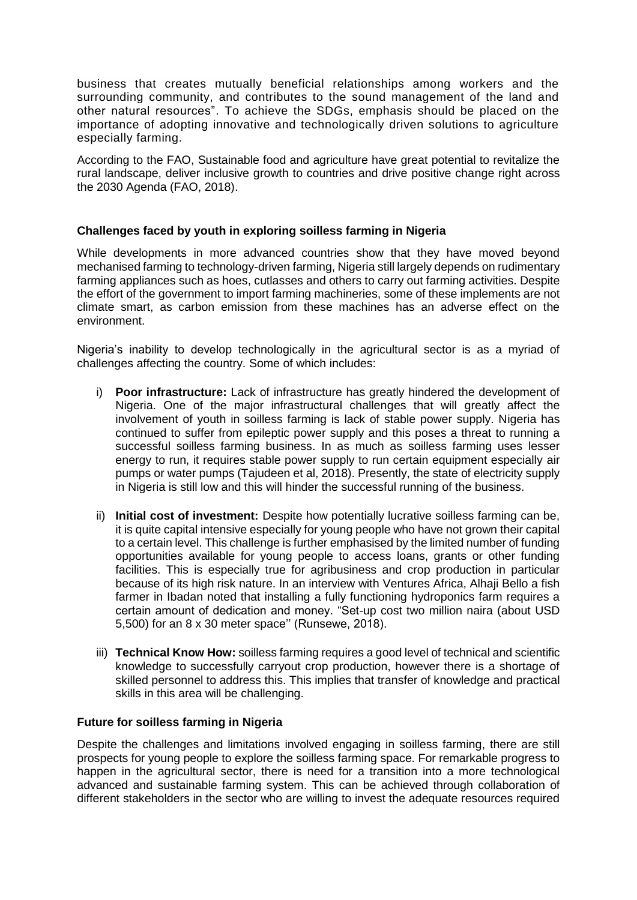business that creates mutually beneficial relationships among workers and the surrounding community, and contributes to the sound management of the land and other natural resources". To achieve the SDGs, emphasis should be placed on the importance of adopting innovative and technologically driven solutions to agriculture especially farming.

According to the FAO, Sustainable food and agriculture have great potential to revitalize the rural landscape, deliver inclusive growth to countries and drive positive change right across the 2030 Agenda (FAO, 2018).

### Challenges faced by youth in exploring soilless farming in Nigeria

While developments in more advanced countries show that they have moved beyond mechanised farming to technology-driven farming, Nigeria still largely depends on rudimentary farming appliances such as hoes, cutlasses and others to carry out farming activities. Despite the effort of the government to import farming machineries, some of these implements are not climate smart, as carbon emission from these machines has an adverse effect on the environment.

Nigeria's inability to develop technologically in the agricultural sector is as a myriad of challenges affecting the country. Some of which includes:

i) **Poor infrastructure:** Lack of infrastructure has greatly hindered the development of Nigeria. One of the major infrastructural challenges that will greatly affect the involvement of youth in soilless farming is lack of stable power supply. Nigeria has continued to suffer from epileptic power supply and this poses a threat to running a successful soilless farming business. In as much as soilless farming uses lesser energy to run, it requires stable power supply to run certain equipment especially air pumps or water pumps (Tajudeen et al, 2018). Presently, the state of electricity supply in Nigeria is still low and this will hinder the successful running of the business.

ii) **Initial cost of investment:** Despite how potentially lucrative soilless farming can be, it is quite capital intensive especially for young people who have not grown their capital to a certain level. This challenge is further emphasised by the limited number of funding opportunities available for young people to access loans, grants or other funding facilities. This is especially true for agribusiness and crop production in particular because of its high risk nature. In an interview with Ventures Africa, Alhaji Bello a fish farmer in Ibadan noted that installing a fully functioning hydroponics farm requires a certain amount of dedication and money. "Set-up cost two million naira (about USD 5,500) for an 8 x 30 meter space'' (Runsewe, 2018).

iii) **Technical Know How:** soilless farming requires a good level of technical and scientific knowledge to successfully carryout crop production, however there is a shortage of skilled personnel to address this. This implies that transfer of knowledge and practical skills in this area will be challenging.

### Future for soilless farming in Nigeria

Despite the challenges and limitations involved engaging in soilless farming, there are still prospects for young people to explore the soilless farming space. For remarkable progress to happen in the agricultural sector, there is need for a transition into a more technological advanced and sustainable farming system. This can be achieved through collaboration of different stakeholders in the sector who are willing to invest the adequate resources required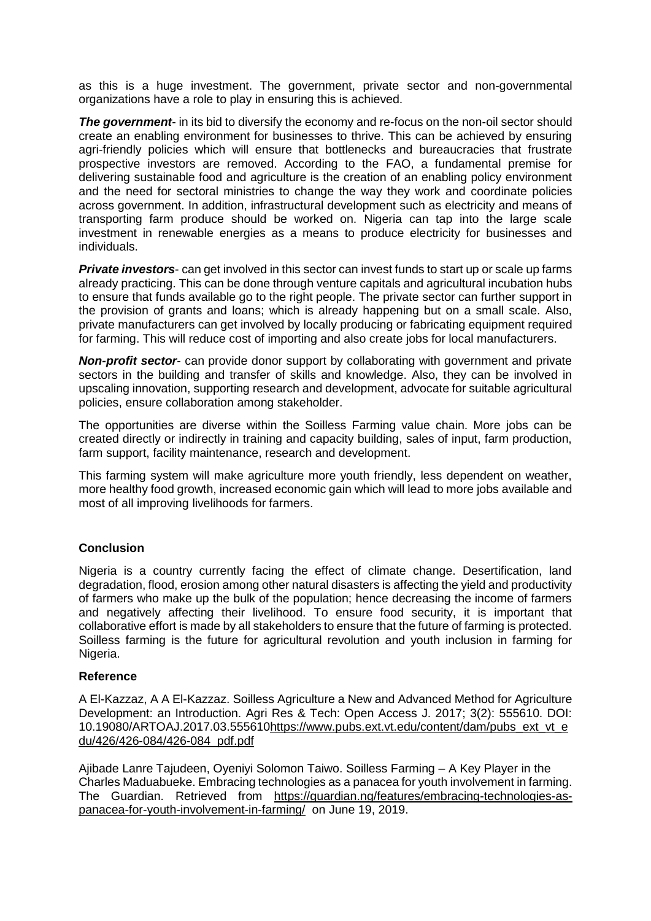as this is a huge investment. The government, private sector and non-governmental organizations have a role to play in ensuring this is achieved.

***The government***- in its bid to diversify the economy and re-focus on the non-oil sector should create an enabling environment for businesses to thrive. This can be achieved by ensuring agri-friendly policies which will ensure that bottlenecks and bureaucracies that frustrate prospective investors are removed. According to the FAO, a fundamental premise for delivering sustainable food and agriculture is the creation of an enabling policy environment and the need for sectoral ministries to change the way they work and coordinate policies across government. In addition, infrastructural development such as electricity and means of transporting farm produce should be worked on. Nigeria can tap into the large scale investment in renewable energies as a means to produce electricity for businesses and individuals.

***Private investors***- can get involved in this sector can invest funds to start up or scale up farms already practicing. This can be done through venture capitals and agricultural incubation hubs to ensure that funds available go to the right people. The private sector can further support in the provision of grants and loans; which is already happening but on a small scale. Also, private manufacturers can get involved by locally producing or fabricating equipment required for farming. This will reduce cost of importing and also create jobs for local manufacturers.

***Non-profit sector***- can provide donor support by collaborating with government and private sectors in the building and transfer of skills and knowledge. Also, they can be involved in upscaling innovation, supporting research and development, advocate for suitable agricultural policies, ensure collaboration among stakeholder.

The opportunities are diverse within the Soilless Farming value chain. More jobs can be created directly or indirectly in training and capacity building, sales of input, farm production, farm support, facility maintenance, research and development.

This farming system will make agriculture more youth friendly, less dependent on weather, more healthy food growth, increased economic gain which will lead to more jobs available and most of all improving livelihoods for farmers.

**Conclusion**

Nigeria is a country currently facing the effect of climate change. Desertification, land degradation, flood, erosion among other natural disasters is affecting the yield and productivity of farmers who make up the bulk of the population; hence decreasing the income of farmers and negatively affecting their livelihood. To ensure food security, it is important that collaborative effort is made by all stakeholders to ensure that the future of farming is protected. Soilless farming is the future for agricultural revolution and youth inclusion in farming for Nigeria.

**Reference**

A El-Kazzaz, A A El-Kazzaz. Soilless Agriculture a New and Advanced Method for Agriculture Development: an Introduction. Agri Res & Tech: Open Access J. 2017; 3(2): 555610. DOI: 10.19080/ARTOAJ.2017.03.555610https://www.pubs.ext.vt.edu/content/dam/pubs_ext_vt_edu/426/426-084/426-084_pdf.pdf

Ajibade Lanre Tajudeen, Oyeniyi Solomon Taiwo. Soilless Farming – A Key Player in the Charles Maduabueke. Embracing technologies as a panacea for youth involvement in farming. The Guardian. Retrieved from https://guardian.ng/features/embracing-technologies-as-panacea-for-youth-involvement-in-farming/ on June 19, 2019.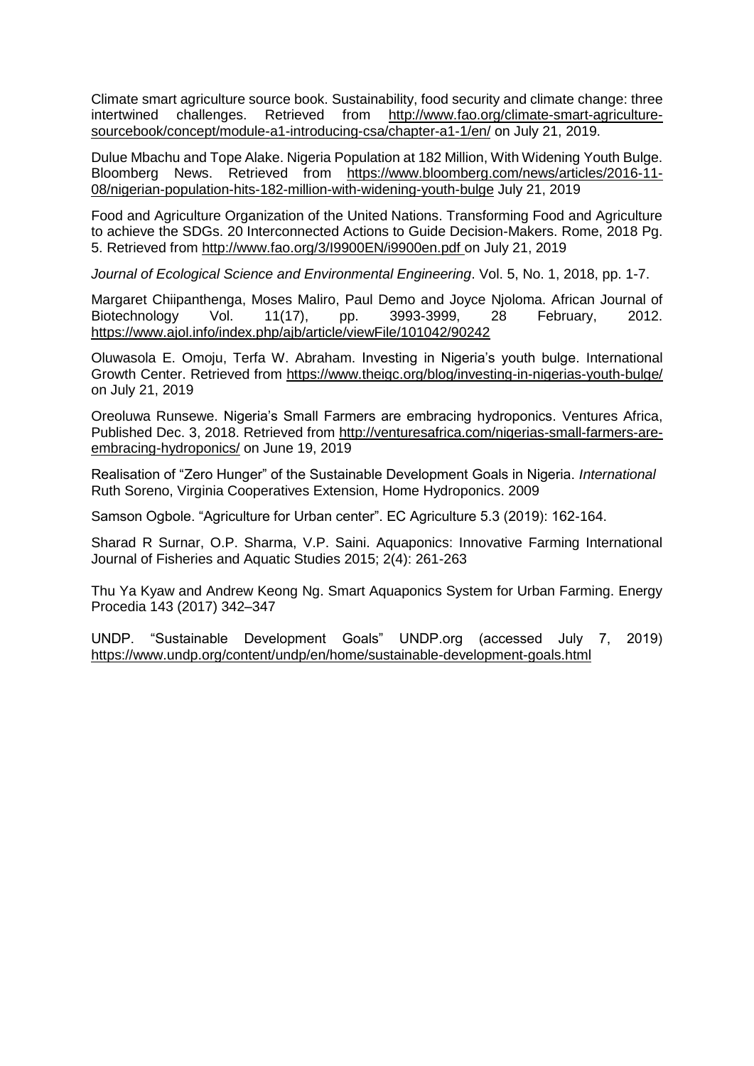Climate smart agriculture source book. Sustainability, food security and climate change: three intertwined challenges. Retrieved from http://www.fao.org/climate-smart-agriculture-sourcebook/concept/module-a1-introducing-csa/chapter-a1-1/en/ on July 21, 2019.

Dulue Mbachu and Tope Alake. Nigeria Population at 182 Million, With Widening Youth Bulge. Bloomberg News. Retrieved from https://www.bloomberg.com/news/articles/2016-11-08/nigerian-population-hits-182-million-with-widening-youth-bulge July 21, 2019

Food and Agriculture Organization of the United Nations. Transforming Food and Agriculture to achieve the SDGs. 20 Interconnected Actions to Guide Decision-Makers. Rome, 2018 Pg. 5. Retrieved from http://www.fao.org/3/I9900EN/i9900en.pdf on July 21, 2019

*Journal of Ecological Science and Environmental Engineering*. Vol. 5, No. 1, 2018, pp. 1-7.

Margaret Chiipanthenga, Moses Maliro, Paul Demo and Joyce Njoloma. African Journal of Biotechnology Vol. 11(17), pp. 3993-3999, 28 February, 2012. https://www.ajol.info/index.php/ajb/article/viewFile/101042/90242

Oluwasola E. Omoju, Terfa W. Abraham. Investing in Nigeria's youth bulge. International Growth Center. Retrieved from https://www.theigc.org/blog/investing-in-nigerias-youth-bulge/ on July 21, 2019

Oreoluwa Runsewe. Nigeria's Small Farmers are embracing hydroponics. Ventures Africa, Published Dec. 3, 2018. Retrieved from http://venturesafrica.com/nigerias-small-farmers-are-embracing-hydroponics/ on June 19, 2019

Realisation of "Zero Hunger" of the Sustainable Development Goals in Nigeria. *International* Ruth Soreno, Virginia Cooperatives Extension, Home Hydroponics. 2009

Samson Ogbole. "Agriculture for Urban center". EC Agriculture 5.3 (2019): 162-164.

Sharad R Surnar, O.P. Sharma, V.P. Saini. Aquaponics: Innovative Farming International Journal of Fisheries and Aquatic Studies 2015; 2(4): 261-263

Thu Ya Kyaw and Andrew Keong Ng. Smart Aquaponics System for Urban Farming. Energy Procedia 143 (2017) 342–347

UNDP. "Sustainable Development Goals" UNDP.org (accessed July 7, 2019) https://www.undp.org/content/undp/en/home/sustainable-development-goals.html